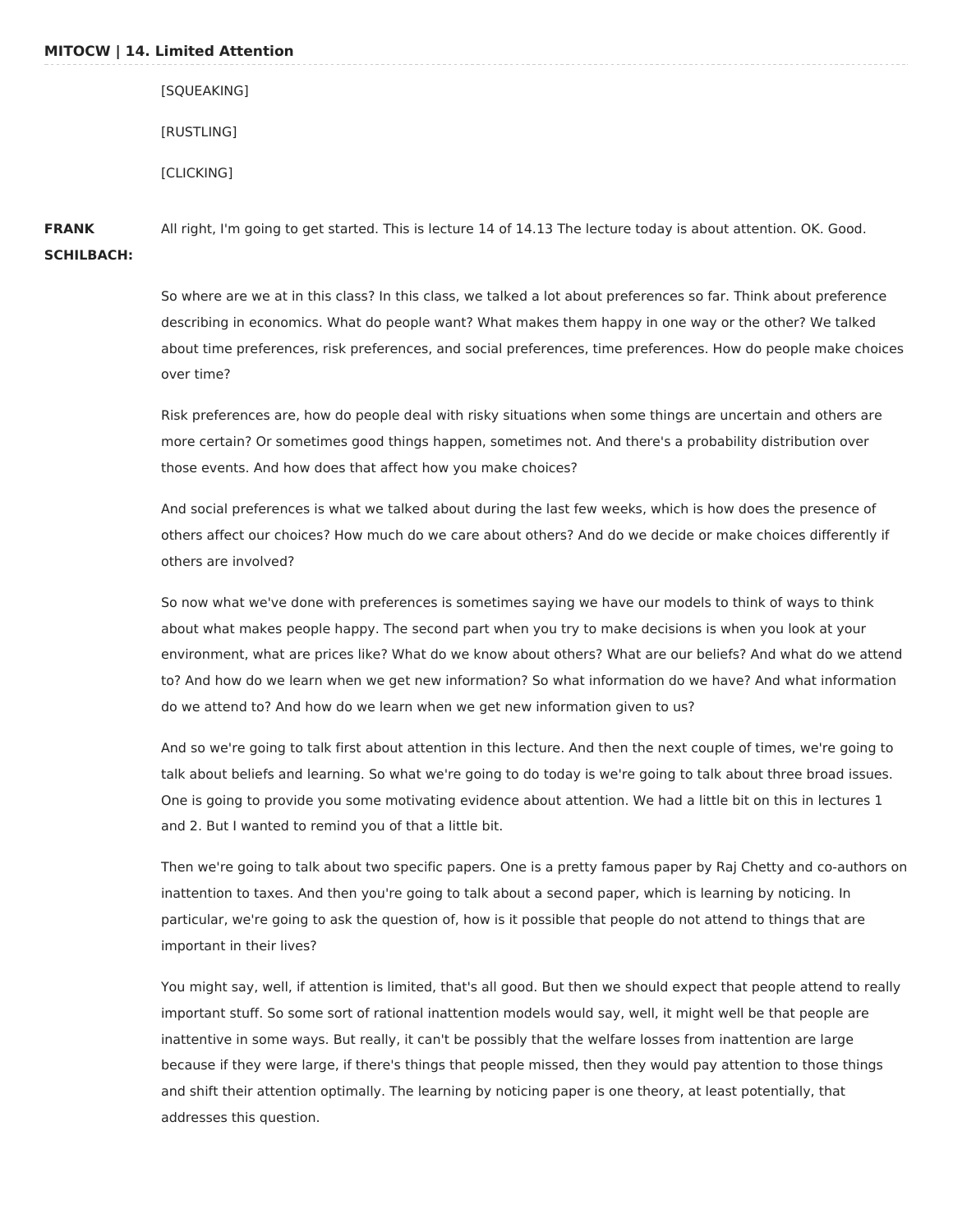# MITOCW | 14. Limited Attention

[SQUEAKING]

[RUSTLING]

[CLICKING]

**FRANK SCHILBACH:** All right, I'm going to get started. This is lecture 14 of 14.13 The lecture today is about attention. OK. Good.

So where are we at in this class? In this class, we talked a lot about preferences so far. Think about preference describing in economics. What do people want? What makes them happy in one way or the other? We talked about time preferences, risk preferences, and social preferences, time preferences. How do people make choices over time?

Risk preferences are, how do people deal with risky situations when some things are uncertain and others are more certain? Or sometimes good things happen, sometimes not. And there's a probability distribution over those events. And how does that affect how you make choices?

And social preferences is what we talked about during the last few weeks, which is how does the presence of others affect our choices? How much do we care about others? And do we decide or make choices differently if others are involved?

So now what we've done with preferences is sometimes saying we have our models to think of ways to think about what makes people happy. The second part when you try to make decisions is when you look at your environment, what are prices like? What do we know about others? What are our beliefs? And what do we attend to? And how do we learn when we get new information? So what information do we have? And what information do we attend to? And how do we learn when we get new information given to us?

And so we're going to talk first about attention in this lecture. And then the next couple of times, we're going to talk about beliefs and learning. So what we're going to do today is we're going to talk about three broad issues. One is going to provide you some motivating evidence about attention. We had a little bit on this in lectures 1 and 2. But I wanted to remind you of that a little bit.

Then we're going to talk about two specific papers. One is a pretty famous paper by Raj Chetty and co-authors on inattention to taxes. And then you're going to talk about a second paper, which is learning by noticing. In particular, we're going to ask the question of, how is it possible that people do not attend to things that are important in their lives?

You might say, well, if attention is limited, that's all good. But then we should expect that people attend to really important stuff. So some sort of rational inattention models would say, well, it might well be that people are inattentive in some ways. But really, it can't be possibly that the welfare losses from inattention are large because if they were large, if there's things that people missed, then they would pay attention to those things and shift their attention optimally. The learning by noticing paper is one theory, at least potentially, that addresses this question.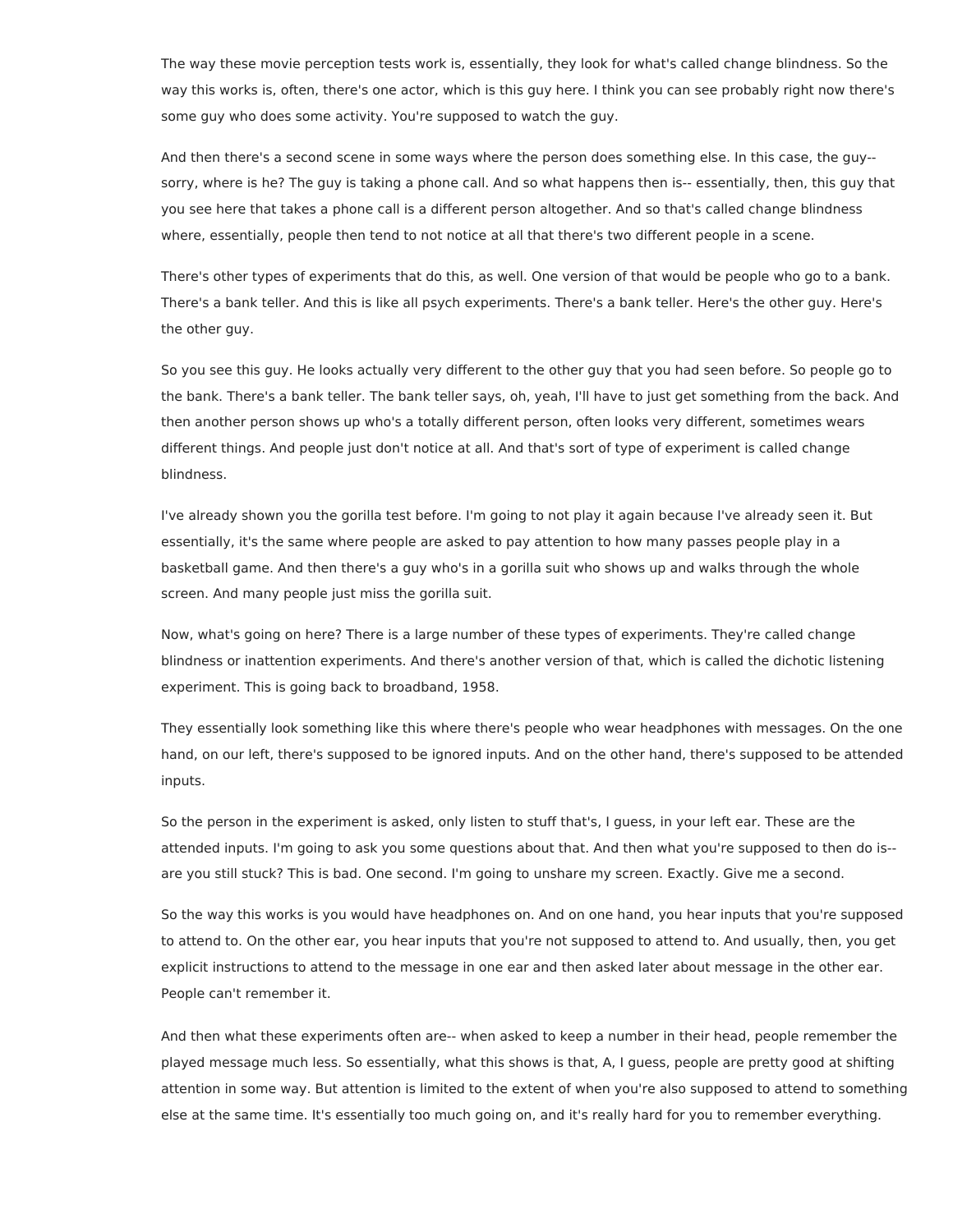The way these movie perception tests work is, essentially, they look for what's called change blindness. So the way this works is, often, there's one actor, which is this guy here. I think you can see probably right now there's some guy who does some activity. You're supposed to watch the guy.

And then there's a second scene in some ways where the person does something else. In this case, the guy-- sorry, where is he? The guy is taking a phone call. And so what happens then is-- essentially, then, this guy that you see here that takes a phone call is a different person altogether. And so that's called change blindness where, essentially, people then tend to not notice at all that there's two different people in a scene.

There's other types of experiments that do this, as well. One version of that would be people who go to a bank. There's a bank teller. And this is like all psych experiments. There's a bank teller. Here's the other guy. Here's the other guy.

So you see this guy. He looks actually very different to the other guy that you had seen before. So people go to the bank. There's a bank teller. The bank teller says, oh, yeah, I'll have to just get something from the back. And then another person shows up who's a totally different person, often looks very different, sometimes wears different things. And people just don't notice at all. And that's sort of type of experiment is called change blindness.

I've already shown you the gorilla test before. I'm going to not play it again because I've already seen it. But essentially, it's the same where people are asked to pay attention to how many passes people play in a basketball game. And then there's a guy who's in a gorilla suit who shows up and walks through the whole screen. And many people just miss the gorilla suit.

Now, what's going on here? There is a large number of these types of experiments. They're called change blindness or inattention experiments. And there's another version of that, which is called the dichotic listening experiment. This is going back to broadband, 1958.

They essentially look something like this where there's people who wear headphones with messages. On the one hand, on our left, there's supposed to be ignored inputs. And on the other hand, there's supposed to be attended inputs.

So the person in the experiment is asked, only listen to stuff that's, I guess, in your left ear. These are the attended inputs. I'm going to ask you some questions about that. And then what you're supposed to then do is-- are you still stuck? This is bad. One second. I'm going to unshare my screen. Exactly. Give me a second.

So the way this works is you would have headphones on. And on one hand, you hear inputs that you're supposed to attend to. On the other ear, you hear inputs that you're not supposed to attend to. And usually, then, you get explicit instructions to attend to the message in one ear and then asked later about message in the other ear. People can't remember it.

And then what these experiments often are-- when asked to keep a number in their head, people remember the played message much less. So essentially, what this shows is that, A, I guess, people are pretty good at shifting attention in some way. But attention is limited to the extent of when you're also supposed to attend to something else at the same time. It's essentially too much going on, and it's really hard for you to remember everything.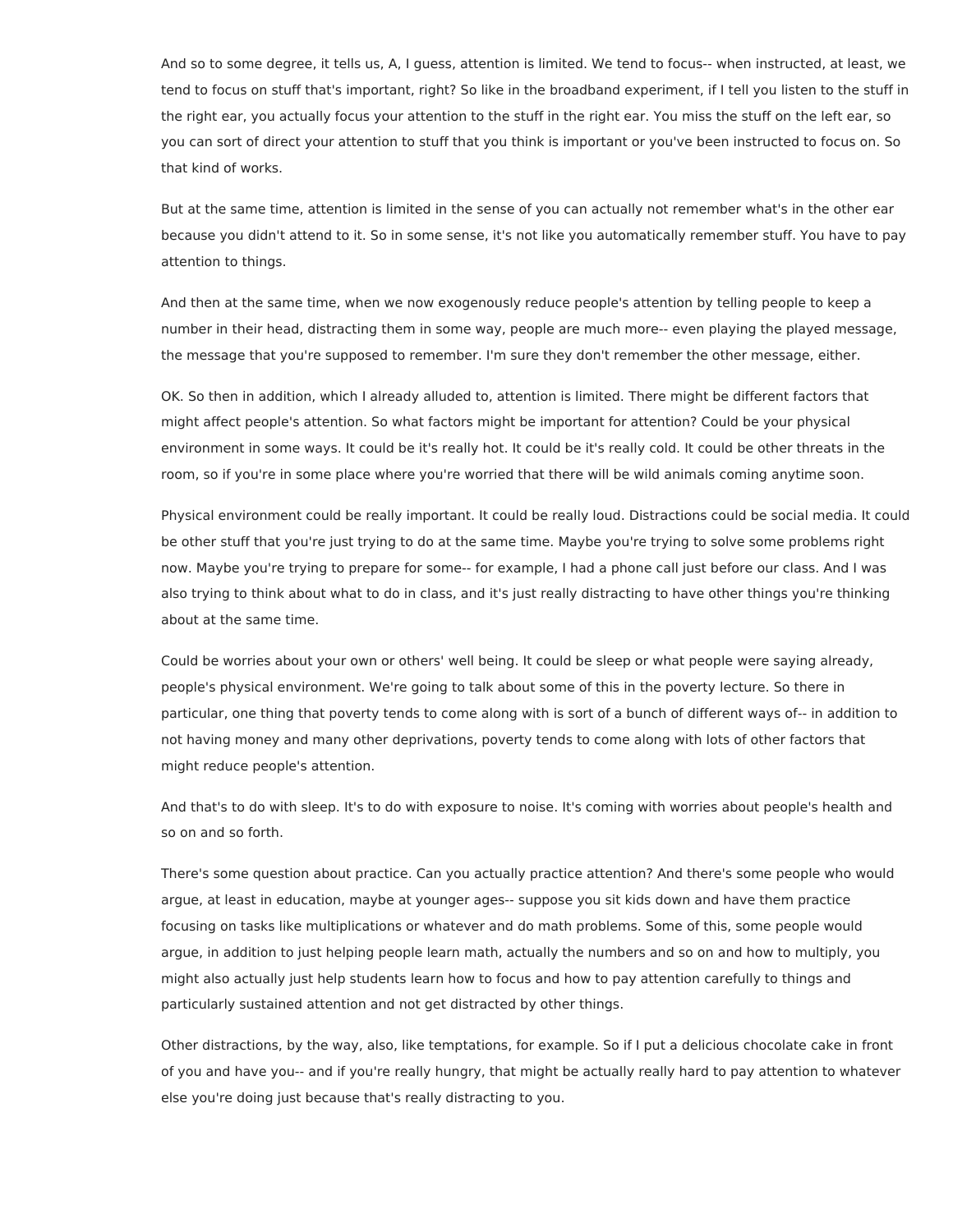And so to some degree, it tells us, A, I guess, attention is limited. We tend to focus-- when instructed, at least, we tend to focus on stuff that's important, right? So like in the broadband experiment, if I tell you listen to the stuff in the right ear, you actually focus your attention to the stuff in the right ear. You miss the stuff on the left ear, so you can sort of direct your attention to stuff that you think is important or you've been instructed to focus on. So that kind of works.

But at the same time, attention is limited in the sense of you can actually not remember what's in the other ear because you didn't attend to it. So in some sense, it's not like you automatically remember stuff. You have to pay attention to things.

And then at the same time, when we now exogenously reduce people's attention by telling people to keep a number in their head, distracting them in some way, people are much more-- even playing the played message, the message that you're supposed to remember. I'm sure they don't remember the other message, either.

OK. So then in addition, which I already alluded to, attention is limited. There might be different factors that might affect people's attention. So what factors might be important for attention? Could be your physical environment in some ways. It could be it's really hot. It could be it's really cold. It could be other threats in the room, so if you're in some place where you're worried that there will be wild animals coming anytime soon.

Physical environment could be really important. It could be really loud. Distractions could be social media. It could be other stuff that you're just trying to do at the same time. Maybe you're trying to solve some problems right now. Maybe you're trying to prepare for some-- for example, I had a phone call just before our class. And I was also trying to think about what to do in class, and it's just really distracting to have other things you're thinking about at the same time.

Could be worries about your own or others' well being. It could be sleep or what people were saying already, people's physical environment. We're going to talk about some of this in the poverty lecture. So there in particular, one thing that poverty tends to come along with is sort of a bunch of different ways of-- in addition to not having money and many other deprivations, poverty tends to come along with lots of other factors that might reduce people's attention.

And that's to do with sleep. It's to do with exposure to noise. It's coming with worries about people's health and so on and so forth.

There's some question about practice. Can you actually practice attention? And there's some people who would argue, at least in education, maybe at younger ages-- suppose you sit kids down and have them practice focusing on tasks like multiplications or whatever and do math problems. Some of this, some people would argue, in addition to just helping people learn math, actually the numbers and so on and how to multiply, you might also actually just help students learn how to focus and how to pay attention carefully to things and particularly sustained attention and not get distracted by other things.

Other distractions, by the way, also, like temptations, for example. So if I put a delicious chocolate cake in front of you and have you-- and if you're really hungry, that might be actually really hard to pay attention to whatever else you're doing just because that's really distracting to you.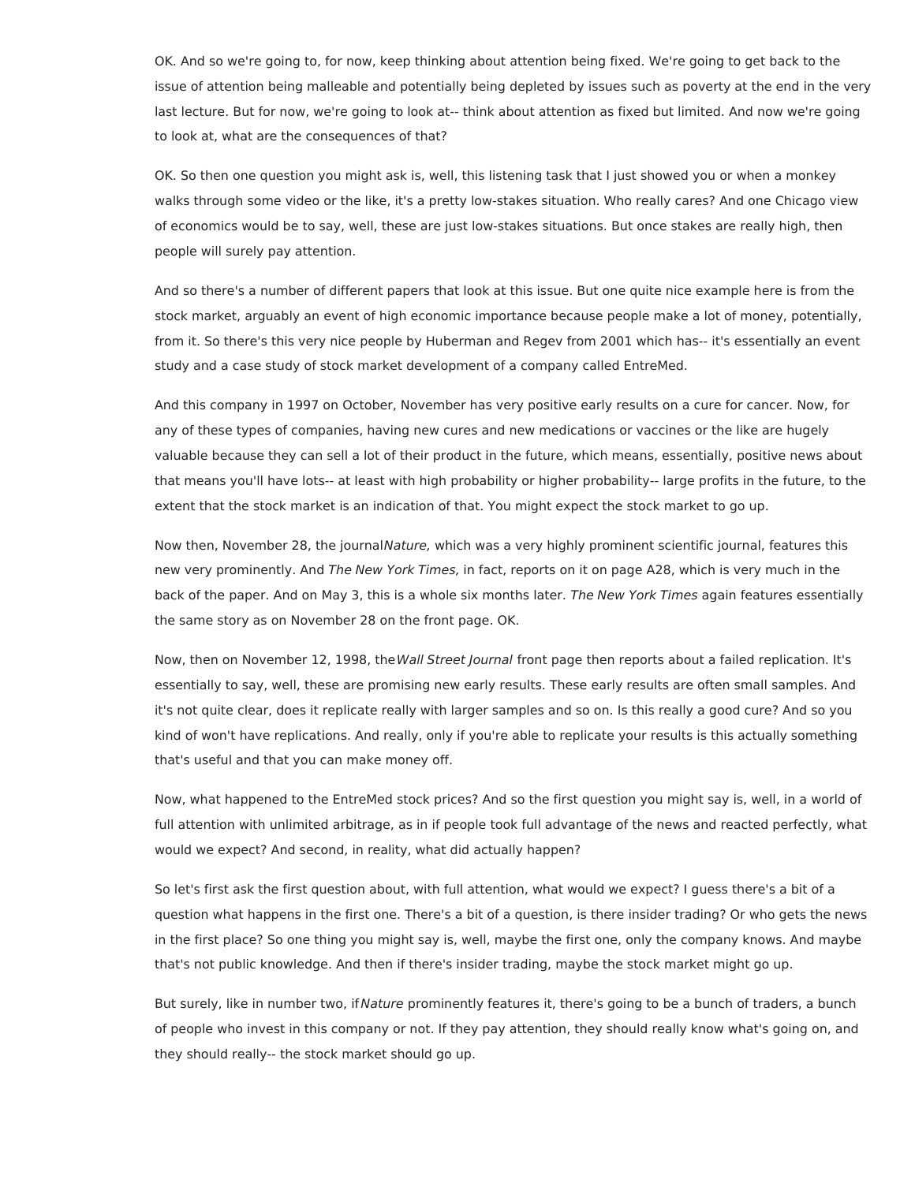OK. And so we're going to, for now, keep thinking about attention being fixed. We're going to get back to the issue of attention being malleable and potentially being depleted by issues such as poverty at the end in the very last lecture. But for now, we're going to look at-- think about attention as fixed but limited. And now we're going to look at, what are the consequences of that?

OK. So then one question you might ask is, well, this listening task that I just showed you or when a monkey walks through some video or the like, it's a pretty low-stakes situation. Who really cares? And one Chicago view of economics would be to say, well, these are just low-stakes situations. But once stakes are really high, then people will surely pay attention.

And so there's a number of different papers that look at this issue. But one quite nice example here is from the stock market, arguably an event of high economic importance because people make a lot of money, potentially, from it. So there's this very nice people by Huberman and Regev from 2001 which has-- it's essentially an event study and a case study of stock market development of a company called EntreMed.

And this company in 1997 on October, November has very positive early results on a cure for cancer. Now, for any of these types of companies, having new cures and new medications or vaccines or the like are hugely valuable because they can sell a lot of their product in the future, which means, essentially, positive news about that means you'll have lots-- at least with high probability or higher probability-- large profits in the future, to the extent that the stock market is an indication of that. You might expect the stock market to go up.

Now then, November 28, the journal *Nature,* which was a very highly prominent scientific journal, features this new very prominently. And *The New York Times,* in fact, reports on it on page A28, which is very much in the back of the paper. And on May 3, this is a whole six months later. *The New York Times* again features essentially the same story as on November 28 on the front page. OK.

Now, then on November 12, 1998, the *Wall Street Journal* front page then reports about a failed replication. It's essentially to say, well, these are promising new early results. These early results are often small samples. And it's not quite clear, does it replicate really with larger samples and so on. Is this really a good cure? And so you kind of won't have replications. And really, only if you're able to replicate your results is this actually something that's useful and that you can make money off.

Now, what happened to the EntreMed stock prices? And so the first question you might say is, well, in a world of full attention with unlimited arbitrage, as in if people took full advantage of the news and reacted perfectly, what would we expect? And second, in reality, what did actually happen?

So let's first ask the first question about, with full attention, what would we expect? I guess there's a bit of a question what happens in the first one. There's a bit of a question, is there insider trading? Or who gets the news in the first place? So one thing you might say is, well, maybe the first one, only the company knows. And maybe that's not public knowledge. And then if there's insider trading, maybe the stock market might go up.

But surely, like in number two, if *Nature* prominently features it, there's going to be a bunch of traders, a bunch of people who invest in this company or not. If they pay attention, they should really know what's going on, and they should really-- the stock market should go up.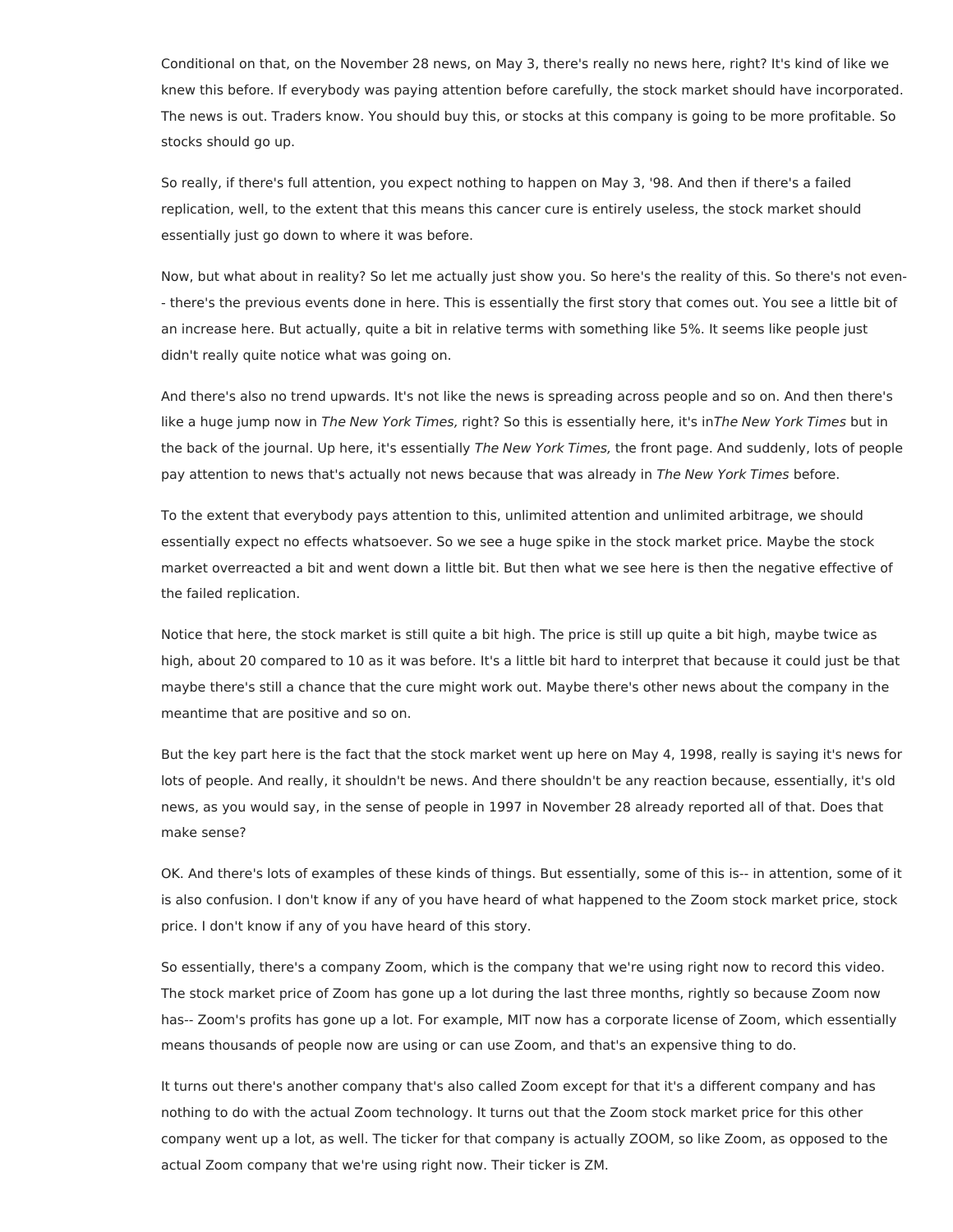Conditional on that, on the November 28 news, on May 3, there's really no news here, right? It's kind of like we knew this before. If everybody was paying attention before carefully, the stock market should have incorporated. The news is out. Traders know. You should buy this, or stocks at this company is going to be more profitable. So stocks should go up.

So really, if there's full attention, you expect nothing to happen on May 3, '98. And then if there's a failed replication, well, to the extent that this means this cancer cure is entirely useless, the stock market should essentially just go down to where it was before.

Now, but what about in reality? So let me actually just show you. So here's the reality of this. So there's not even-- there's the previous events done in here. This is essentially the first story that comes out. You see a little bit of an increase here. But actually, quite a bit in relative terms with something like 5%. It seems like people just didn't really quite notice what was going on.

And there's also no trend upwards. It's not like the news is spreading across people and so on. And then there's like a huge jump now in *The New York Times,* right? So this is essentially here, it's in*The New York Times* but in the back of the journal. Up here, it's essentially *The New York Times,* the front page. And suddenly, lots of people pay attention to news that's actually not news because that was already in *The New York Times* before.

To the extent that everybody pays attention to this, unlimited attention and unlimited arbitrage, we should essentially expect no effects whatsoever. So we see a huge spike in the stock market price. Maybe the stock market overreacted a bit and went down a little bit. But then what we see here is then the negative effective of the failed replication.

Notice that here, the stock market is still quite a bit high. The price is still up quite a bit high, maybe twice as high, about 20 compared to 10 as it was before. It's a little bit hard to interpret that because it could just be that maybe there's still a chance that the cure might work out. Maybe there's other news about the company in the meantime that are positive and so on.

But the key part here is the fact that the stock market went up here on May 4, 1998, really is saying it's news for lots of people. And really, it shouldn't be news. And there shouldn't be any reaction because, essentially, it's old news, as you would say, in the sense of people in 1997 in November 28 already reported all of that. Does that make sense?

OK. And there's lots of examples of these kinds of things. But essentially, some of this is-- in attention, some of it is also confusion. I don't know if any of you have heard of what happened to the Zoom stock market price, stock price. I don't know if any of you have heard of this story.

So essentially, there's a company Zoom, which is the company that we're using right now to record this video. The stock market price of Zoom has gone up a lot during the last three months, rightly so because Zoom now has-- Zoom's profits has gone up a lot. For example, MIT now has a corporate license of Zoom, which essentially means thousands of people now are using or can use Zoom, and that's an expensive thing to do.

It turns out there's another company that's also called Zoom except for that it's a different company and has nothing to do with the actual Zoom technology. It turns out that the Zoom stock market price for this other company went up a lot, as well. The ticker for that company is actually ZOOM, so like Zoom, as opposed to the actual Zoom company that we're using right now. Their ticker is ZM.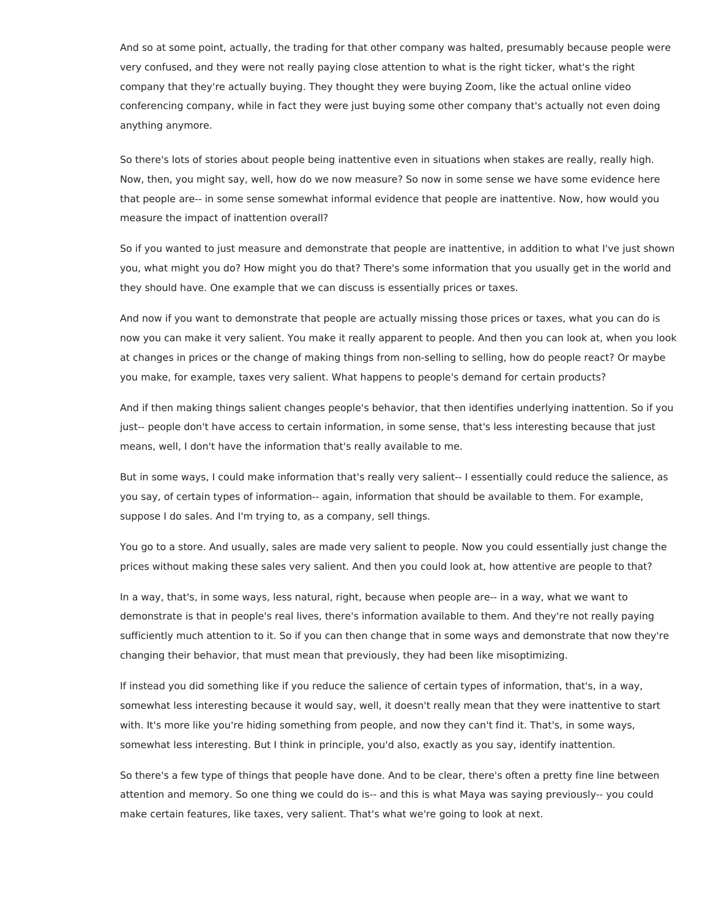And so at some point, actually, the trading for that other company was halted, presumably because people were very confused, and they were not really paying close attention to what is the right ticker, what's the right company that they're actually buying. They thought they were buying Zoom, like the actual online video conferencing company, while in fact they were just buying some other company that's actually not even doing anything anymore.

So there's lots of stories about people being inattentive even in situations when stakes are really, really high. Now, then, you might say, well, how do we now measure? So now in some sense we have some evidence here that people are-- in some sense somewhat informal evidence that people are inattentive. Now, how would you measure the impact of inattention overall?

So if you wanted to just measure and demonstrate that people are inattentive, in addition to what I've just shown you, what might you do? How might you do that? There's some information that you usually get in the world and they should have. One example that we can discuss is essentially prices or taxes.

And now if you want to demonstrate that people are actually missing those prices or taxes, what you can do is now you can make it very salient. You make it really apparent to people. And then you can look at, when you look at changes in prices or the change of making things from non-selling to selling, how do people react? Or maybe you make, for example, taxes very salient. What happens to people's demand for certain products?

And if then making things salient changes people's behavior, that then identifies underlying inattention. So if you just-- people don't have access to certain information, in some sense, that's less interesting because that just means, well, I don't have the information that's really available to me.

But in some ways, I could make information that's really very salient-- I essentially could reduce the salience, as you say, of certain types of information-- again, information that should be available to them. For example, suppose I do sales. And I'm trying to, as a company, sell things.

You go to a store. And usually, sales are made very salient to people. Now you could essentially just change the prices without making these sales very salient. And then you could look at, how attentive are people to that?

In a way, that's, in some ways, less natural, right, because when people are-- in a way, what we want to demonstrate is that in people's real lives, there's information available to them. And they're not really paying sufficiently much attention to it. So if you can then change that in some ways and demonstrate that now they're changing their behavior, that must mean that previously, they had been like misoptimizing.

If instead you did something like if you reduce the salience of certain types of information, that's, in a way, somewhat less interesting because it would say, well, it doesn't really mean that they were inattentive to start with. It's more like you're hiding something from people, and now they can't find it. That's, in some ways, somewhat less interesting. But I think in principle, you'd also, exactly as you say, identify inattention.

So there's a few type of things that people have done. And to be clear, there's often a pretty fine line between attention and memory. So one thing we could do is-- and this is what Maya was saying previously-- you could make certain features, like taxes, very salient. That's what we're going to look at next.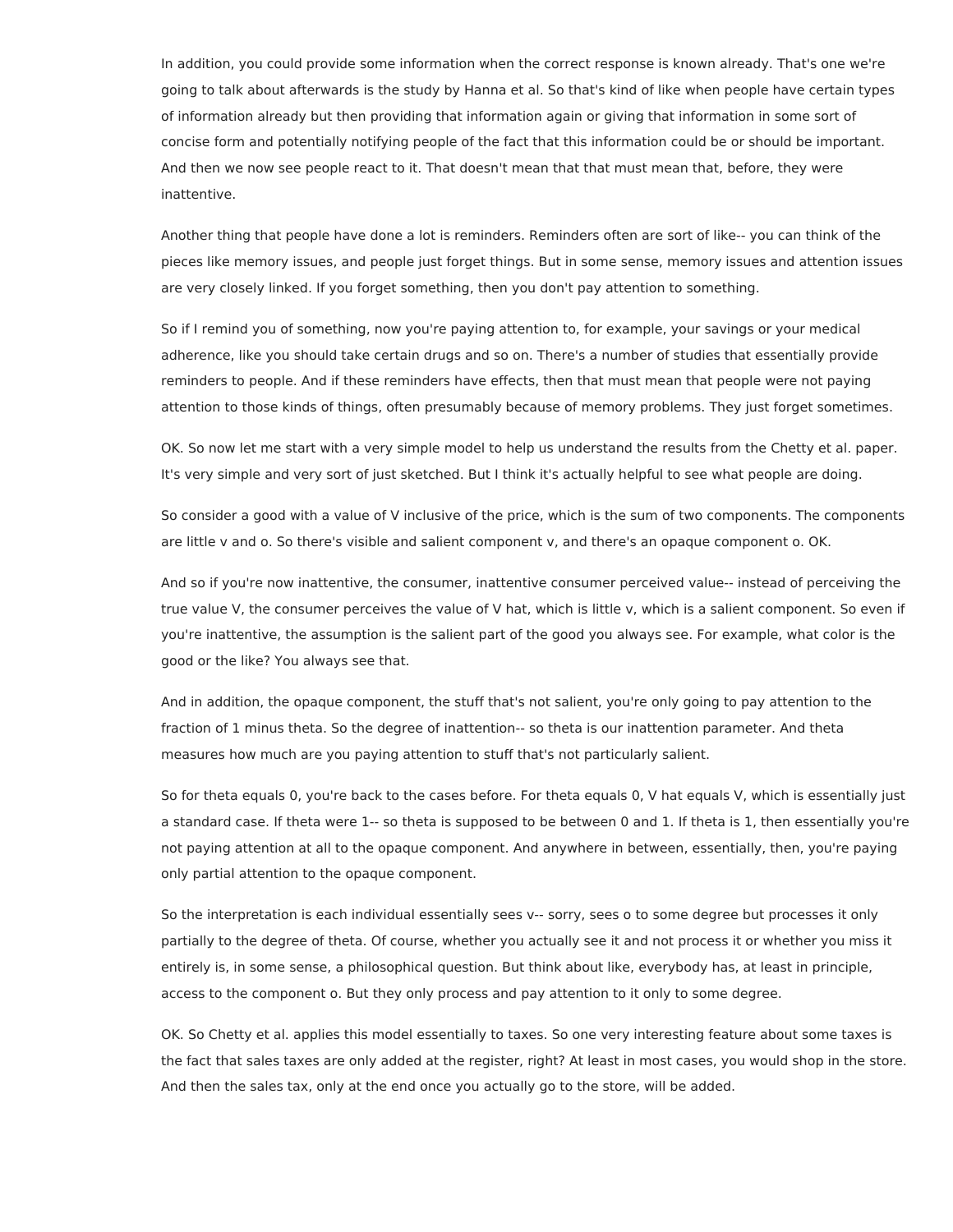In addition, you could provide some information when the correct response is known already. That's one we're going to talk about afterwards is the study by Hanna et al. So that's kind of like when people have certain types of information already but then providing that information again or giving that information in some sort of concise form and potentially notifying people of the fact that this information could be or should be important. And then we now see people react to it. That doesn't mean that that must mean that, before, they were inattentive.

Another thing that people have done a lot is reminders. Reminders often are sort of like-- you can think of the pieces like memory issues, and people just forget things. But in some sense, memory issues and attention issues are very closely linked. If you forget something, then you don't pay attention to something.

So if I remind you of something, now you're paying attention to, for example, your savings or your medical adherence, like you should take certain drugs and so on. There's a number of studies that essentially provide reminders to people. And if these reminders have effects, then that must mean that people were not paying attention to those kinds of things, often presumably because of memory problems. They just forget sometimes.

OK. So now let me start with a very simple model to help us understand the results from the Chetty et al. paper. It's very simple and very sort of just sketched. But I think it's actually helpful to see what people are doing.

So consider a good with a value of V inclusive of the price, which is the sum of two components. The components are little v and o. So there's visible and salient component v, and there's an opaque component o. OK.

And so if you're now inattentive, the consumer, inattentive consumer perceived value-- instead of perceiving the true value V, the consumer perceives the value of V hat, which is little v, which is a salient component. So even if you're inattentive, the assumption is the salient part of the good you always see. For example, what color is the good or the like? You always see that.

And in addition, the opaque component, the stuff that's not salient, you're only going to pay attention to the fraction of 1 minus theta. So the degree of inattention-- so theta is our inattention parameter. And theta measures how much are you paying attention to stuff that's not particularly salient.

So for theta equals 0, you're back to the cases before. For theta equals 0, V hat equals V, which is essentially just a standard case. If theta were 1-- so theta is supposed to be between 0 and 1. If theta is 1, then essentially you're not paying attention at all to the opaque component. And anywhere in between, essentially, then, you're paying only partial attention to the opaque component.

So the interpretation is each individual essentially sees v-- sorry, sees o to some degree but processes it only partially to the degree of theta. Of course, whether you actually see it and not process it or whether you miss it entirely is, in some sense, a philosophical question. But think about like, everybody has, at least in principle, access to the component o. But they only process and pay attention to it only to some degree.

OK. So Chetty et al. applies this model essentially to taxes. So one very interesting feature about some taxes is the fact that sales taxes are only added at the register, right? At least in most cases, you would shop in the store. And then the sales tax, only at the end once you actually go to the store, will be added.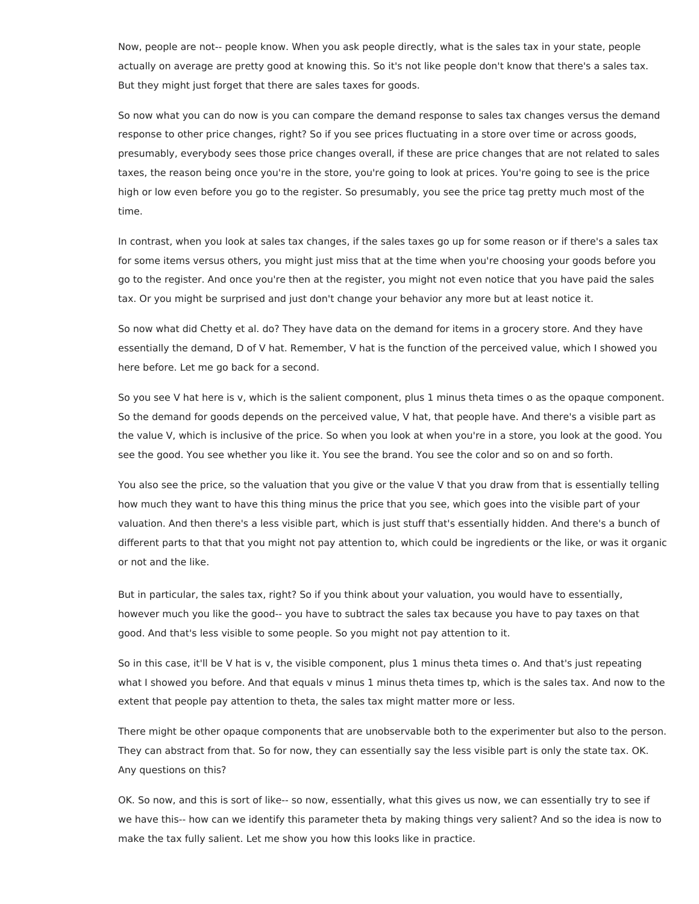Now, people are not-- people know. When you ask people directly, what is the sales tax in your state, people actually on average are pretty good at knowing this. So it's not like people don't know that there's a sales tax. But they might just forget that there are sales taxes for goods.

So now what you can do now is you can compare the demand response to sales tax changes versus the demand response to other price changes, right? So if you see prices fluctuating in a store over time or across goods, presumably, everybody sees those price changes overall, if these are price changes that are not related to sales taxes, the reason being once you're in the store, you're going to look at prices. You're going to see is the price high or low even before you go to the register. So presumably, you see the price tag pretty much most of the time.

In contrast, when you look at sales tax changes, if the sales taxes go up for some reason or if there's a sales tax for some items versus others, you might just miss that at the time when you're choosing your goods before you go to the register. And once you're then at the register, you might not even notice that you have paid the sales tax. Or you might be surprised and just don't change your behavior any more but at least notice it.

So now what did Chetty et al. do? They have data on the demand for items in a grocery store. And they have essentially the demand, D of V hat. Remember, V hat is the function of the perceived value, which I showed you here before. Let me go back for a second.

So you see V hat here is v, which is the salient component, plus 1 minus theta times o as the opaque component. So the demand for goods depends on the perceived value, V hat, that people have. And there's a visible part as the value V, which is inclusive of the price. So when you look at when you're in a store, you look at the good. You see the good. You see whether you like it. You see the brand. You see the color and so on and so forth.

You also see the price, so the valuation that you give or the value V that you draw from that is essentially telling how much they want to have this thing minus the price that you see, which goes into the visible part of your valuation. And then there's a less visible part, which is just stuff that's essentially hidden. And there's a bunch of different parts to that that you might not pay attention to, which could be ingredients or the like, or was it organic or not and the like.

But in particular, the sales tax, right? So if you think about your valuation, you would have to essentially, however much you like the good-- you have to subtract the sales tax because you have to pay taxes on that good. And that's less visible to some people. So you might not pay attention to it.

So in this case, it'll be V hat is v, the visible component, plus 1 minus theta times o. And that's just repeating what I showed you before. And that equals v minus 1 minus theta times tp, which is the sales tax. And now to the extent that people pay attention to theta, the sales tax might matter more or less.

There might be other opaque components that are unobservable both to the experimenter but also to the person. They can abstract from that. So for now, they can essentially say the less visible part is only the state tax. OK. Any questions on this?

OK. So now, and this is sort of like-- so now, essentially, what this gives us now, we can essentially try to see if we have this-- how can we identify this parameter theta by making things very salient? And so the idea is now to make the tax fully salient. Let me show you how this looks like in practice.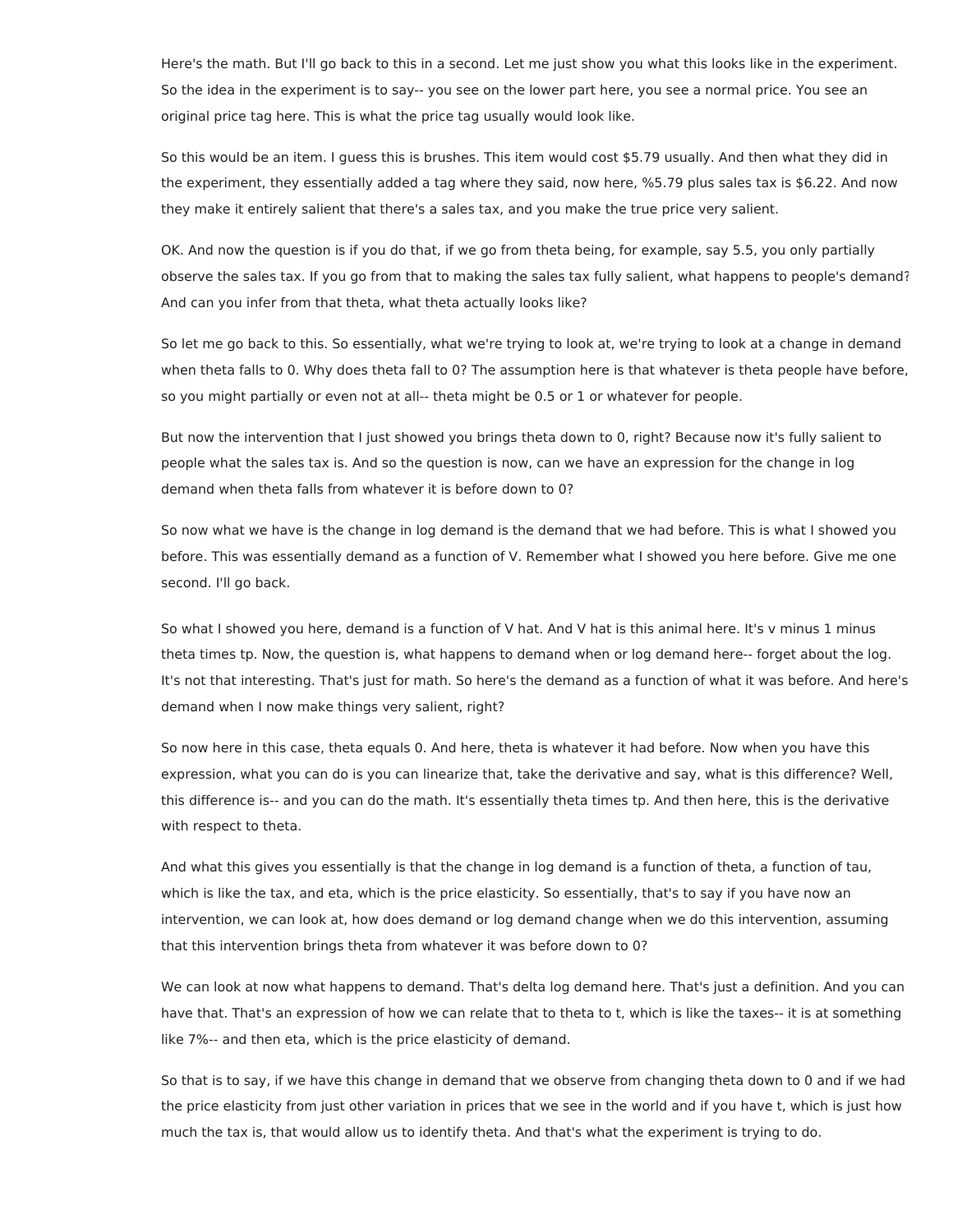Here's the math. But I'll go back to this in a second. Let me just show you what this looks like in the experiment. So the idea in the experiment is to say-- you see on the lower part here, you see a normal price. You see an original price tag here. This is what the price tag usually would look like.

So this would be an item. I guess this is brushes. This item would cost $5.79 usually. And then what they did in the experiment, they essentially added a tag where they said, now here, %5.79 plus sales tax is $6.22. And now they make it entirely salient that there's a sales tax, and you make the true price very salient.

OK. And now the question is if you do that, if we go from theta being, for example, say 5.5, you only partially observe the sales tax. If you go from that to making the sales tax fully salient, what happens to people's demand? And can you infer from that theta, what theta actually looks like?

So let me go back to this. So essentially, what we're trying to look at, we're trying to look at a change in demand when theta falls to 0. Why does theta fall to 0? The assumption here is that whatever is theta people have before, so you might partially or even not at all-- theta might be 0.5 or 1 or whatever for people.

But now the intervention that I just showed you brings theta down to 0, right? Because now it's fully salient to people what the sales tax is. And so the question is now, can we have an expression for the change in log demand when theta falls from whatever it is before down to 0?

So now what we have is the change in log demand is the demand that we had before. This is what I showed you before. This was essentially demand as a function of V. Remember what I showed you here before. Give me one second. I'll go back.

So what I showed you here, demand is a function of V hat. And V hat is this animal here. It's v minus 1 minus theta times tp. Now, the question is, what happens to demand when or log demand here-- forget about the log. It's not that interesting. That's just for math. So here's the demand as a function of what it was before. And here's demand when I now make things very salient, right?

So now here in this case, theta equals 0. And here, theta is whatever it had before. Now when you have this expression, what you can do is you can linearize that, take the derivative and say, what is this difference? Well, this difference is-- and you can do the math. It's essentially theta times tp. And then here, this is the derivative with respect to theta.

And what this gives you essentially is that the change in log demand is a function of theta, a function of tau, which is like the tax, and eta, which is the price elasticity. So essentially, that's to say if you have now an intervention, we can look at, how does demand or log demand change when we do this intervention, assuming that this intervention brings theta from whatever it was before down to 0?

We can look at now what happens to demand. That's delta log demand here. That's just a definition. And you can have that. That's an expression of how we can relate that to theta to t, which is like the taxes-- it is at something like 7%-- and then eta, which is the price elasticity of demand.

So that is to say, if we have this change in demand that we observe from changing theta down to 0 and if we had the price elasticity from just other variation in prices that we see in the world and if you have t, which is just how much the tax is, that would allow us to identify theta. And that's what the experiment is trying to do.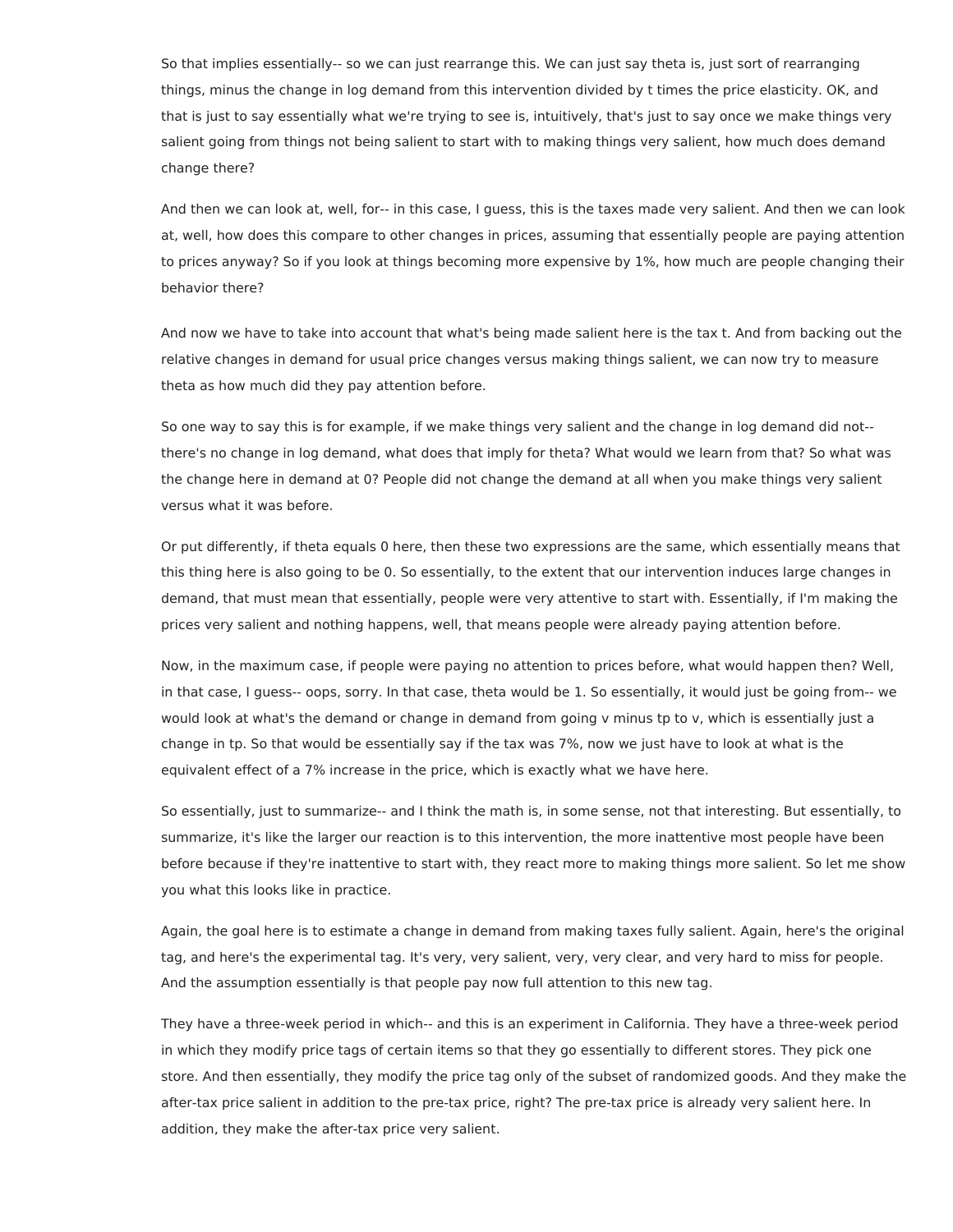So that implies essentially-- so we can just rearrange this. We can just say theta is, just sort of rearranging things, minus the change in log demand from this intervention divided by t times the price elasticity. OK, and that is just to say essentially what we're trying to see is, intuitively, that's just to say once we make things very salient going from things not being salient to start with to making things very salient, how much does demand change there?

And then we can look at, well, for-- in this case, I guess, this is the taxes made very salient. And then we can look at, well, how does this compare to other changes in prices, assuming that essentially people are paying attention to prices anyway? So if you look at things becoming more expensive by 1%, how much are people changing their behavior there?

And now we have to take into account that what's being made salient here is the tax t. And from backing out the relative changes in demand for usual price changes versus making things salient, we can now try to measure theta as how much did they pay attention before.

So one way to say this is for example, if we make things very salient and the change in log demand did not-- there's no change in log demand, what does that imply for theta? What would we learn from that? So what was the change here in demand at 0? People did not change the demand at all when you make things very salient versus what it was before.

Or put differently, if theta equals 0 here, then these two expressions are the same, which essentially means that this thing here is also going to be 0. So essentially, to the extent that our intervention induces large changes in demand, that must mean that essentially, people were very attentive to start with. Essentially, if I'm making the prices very salient and nothing happens, well, that means people were already paying attention before.

Now, in the maximum case, if people were paying no attention to prices before, what would happen then? Well, in that case, I guess-- oops, sorry. In that case, theta would be 1. So essentially, it would just be going from-- we would look at what's the demand or change in demand from going v minus tp to v, which is essentially just a change in tp. So that would be essentially say if the tax was 7%, now we just have to look at what is the equivalent effect of a 7% increase in the price, which is exactly what we have here.

So essentially, just to summarize-- and I think the math is, in some sense, not that interesting. But essentially, to summarize, it's like the larger our reaction is to this intervention, the more inattentive most people have been before because if they're inattentive to start with, they react more to making things more salient. So let me show you what this looks like in practice.

Again, the goal here is to estimate a change in demand from making taxes fully salient. Again, here's the original tag, and here's the experimental tag. It's very, very salient, very, very clear, and very hard to miss for people. And the assumption essentially is that people pay now full attention to this new tag.

They have a three-week period in which-- and this is an experiment in California. They have a three-week period in which they modify price tags of certain items so that they go essentially to different stores. They pick one store. And then essentially, they modify the price tag only of the subset of randomized goods. And they make the after-tax price salient in addition to the pre-tax price, right? The pre-tax price is already very salient here. In addition, they make the after-tax price very salient.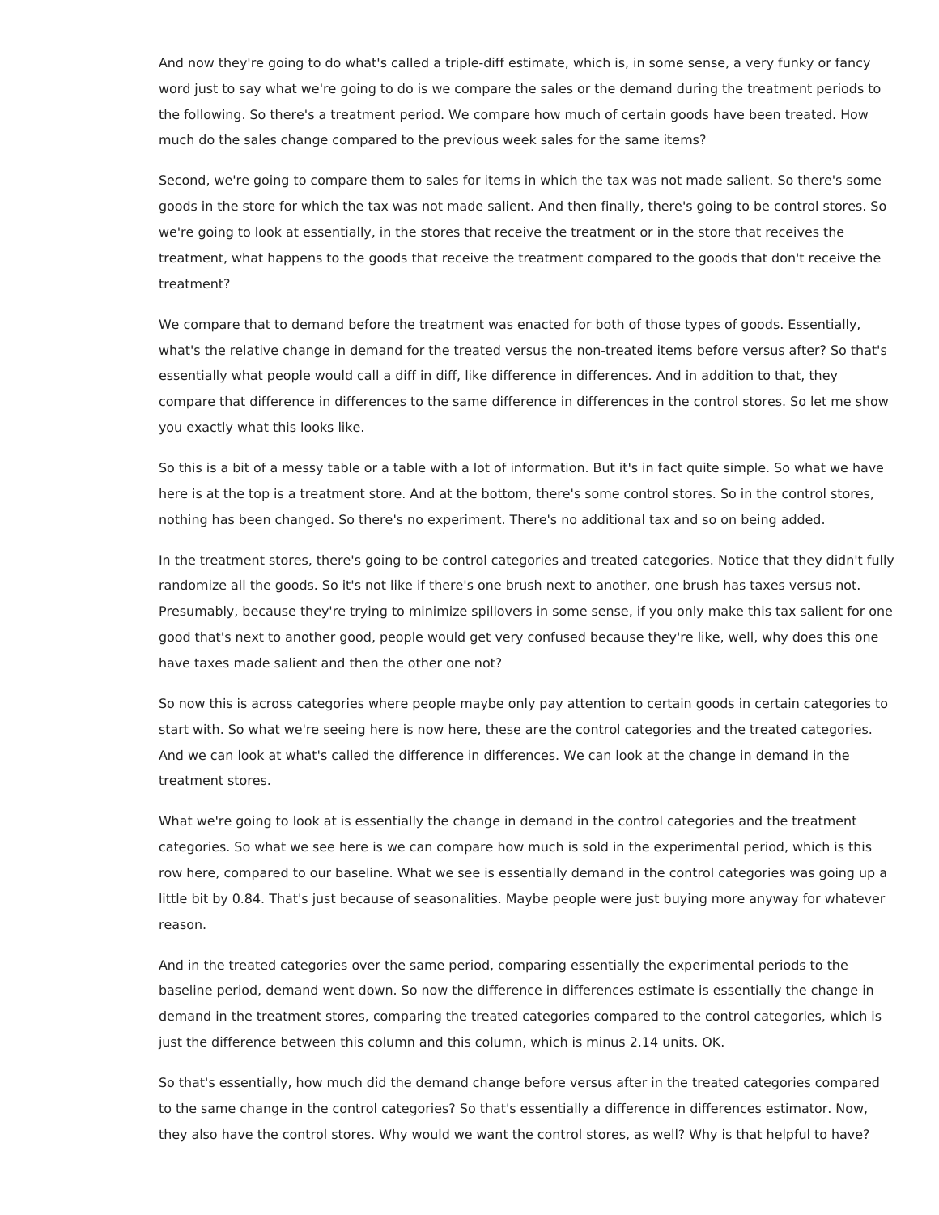And now they're going to do what's called a triple-diff estimate, which is, in some sense, a very funky or fancy word just to say what we're going to do is we compare the sales or the demand during the treatment periods to the following. So there's a treatment period. We compare how much of certain goods have been treated. How much do the sales change compared to the previous week sales for the same items?

Second, we're going to compare them to sales for items in which the tax was not made salient. So there's some goods in the store for which the tax was not made salient. And then finally, there's going to be control stores. So we're going to look at essentially, in the stores that receive the treatment or in the store that receives the treatment, what happens to the goods that receive the treatment compared to the goods that don't receive the treatment?

We compare that to demand before the treatment was enacted for both of those types of goods. Essentially, what's the relative change in demand for the treated versus the non-treated items before versus after? So that's essentially what people would call a diff in diff, like difference in differences. And in addition to that, they compare that difference in differences to the same difference in differences in the control stores. So let me show you exactly what this looks like.

So this is a bit of a messy table or a table with a lot of information. But it's in fact quite simple. So what we have here is at the top is a treatment store. And at the bottom, there's some control stores. So in the control stores, nothing has been changed. So there's no experiment. There's no additional tax and so on being added.

In the treatment stores, there's going to be control categories and treated categories. Notice that they didn't fully randomize all the goods. So it's not like if there's one brush next to another, one brush has taxes versus not. Presumably, because they're trying to minimize spillovers in some sense, if you only make this tax salient for one good that's next to another good, people would get very confused because they're like, well, why does this one have taxes made salient and then the other one not?

So now this is across categories where people maybe only pay attention to certain goods in certain categories to start with. So what we're seeing here is now here, these are the control categories and the treated categories. And we can look at what's called the difference in differences. We can look at the change in demand in the treatment stores.

What we're going to look at is essentially the change in demand in the control categories and the treatment categories. So what we see here is we can compare how much is sold in the experimental period, which is this row here, compared to our baseline. What we see is essentially demand in the control categories was going up a little bit by 0.84. That's just because of seasonalities. Maybe people were just buying more anyway for whatever reason.

And in the treated categories over the same period, comparing essentially the experimental periods to the baseline period, demand went down. So now the difference in differences estimate is essentially the change in demand in the treatment stores, comparing the treated categories compared to the control categories, which is just the difference between this column and this column, which is minus 2.14 units. OK.

So that's essentially, how much did the demand change before versus after in the treated categories compared to the same change in the control categories? So that's essentially a difference in differences estimator. Now, they also have the control stores. Why would we want the control stores, as well? Why is that helpful to have?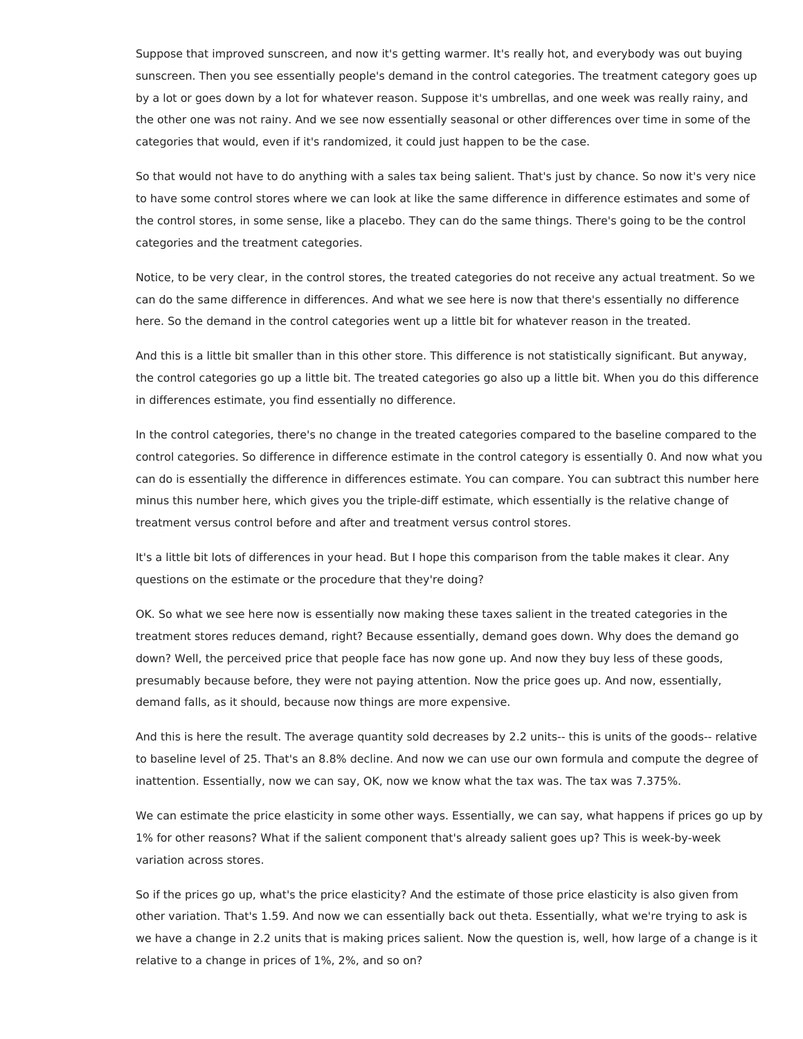Suppose that improved sunscreen, and now it's getting warmer. It's really hot, and everybody was out buying sunscreen. Then you see essentially people's demand in the control categories. The treatment category goes up by a lot or goes down by a lot for whatever reason. Suppose it's umbrellas, and one week was really rainy, and the other one was not rainy. And we see now essentially seasonal or other differences over time in some of the categories that would, even if it's randomized, it could just happen to be the case.

So that would not have to do anything with a sales tax being salient. That's just by chance. So now it's very nice to have some control stores where we can look at like the same difference in difference estimates and some of the control stores, in some sense, like a placebo. They can do the same things. There's going to be the control categories and the treatment categories.

Notice, to be very clear, in the control stores, the treated categories do not receive any actual treatment. So we can do the same difference in differences. And what we see here is now that there's essentially no difference here. So the demand in the control categories went up a little bit for whatever reason in the treated.

And this is a little bit smaller than in this other store. This difference is not statistically significant. But anyway, the control categories go up a little bit. The treated categories go also up a little bit. When you do this difference in differences estimate, you find essentially no difference.

In the control categories, there's no change in the treated categories compared to the baseline compared to the control categories. So difference in difference estimate in the control category is essentially 0. And now what you can do is essentially the difference in differences estimate. You can compare. You can subtract this number here minus this number here, which gives you the triple-diff estimate, which essentially is the relative change of treatment versus control before and after and treatment versus control stores.

It's a little bit lots of differences in your head. But I hope this comparison from the table makes it clear. Any questions on the estimate or the procedure that they're doing?

OK. So what we see here now is essentially now making these taxes salient in the treated categories in the treatment stores reduces demand, right? Because essentially, demand goes down. Why does the demand go down? Well, the perceived price that people face has now gone up. And now they buy less of these goods, presumably because before, they were not paying attention. Now the price goes up. And now, essentially, demand falls, as it should, because now things are more expensive.

And this is here the result. The average quantity sold decreases by 2.2 units-- this is units of the goods-- relative to baseline level of 25. That's an 8.8% decline. And now we can use our own formula and compute the degree of inattention. Essentially, now we can say, OK, now we know what the tax was. The tax was 7.375%.

We can estimate the price elasticity in some other ways. Essentially, we can say, what happens if prices go up by 1% for other reasons? What if the salient component that's already salient goes up? This is week-by-week variation across stores.

So if the prices go up, what's the price elasticity? And the estimate of those price elasticity is also given from other variation. That's 1.59. And now we can essentially back out theta. Essentially, what we're trying to ask is we have a change in 2.2 units that is making prices salient. Now the question is, well, how large of a change is it relative to a change in prices of 1%, 2%, and so on?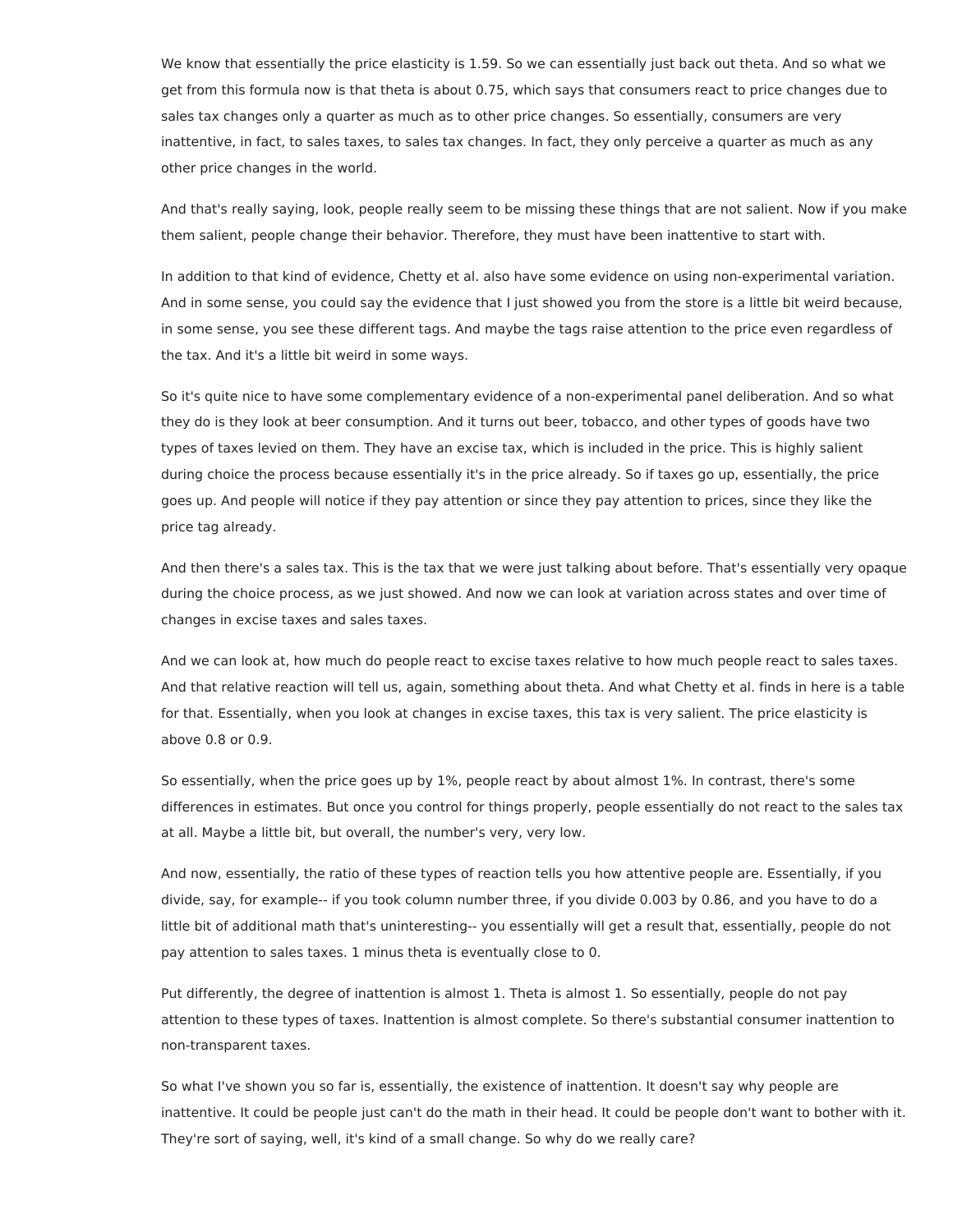We know that essentially the price elasticity is 1.59. So we can essentially just back out theta. And so what we get from this formula now is that theta is about 0.75, which says that consumers react to price changes due to sales tax changes only a quarter as much as to other price changes. So essentially, consumers are very inattentive, in fact, to sales taxes, to sales tax changes. In fact, they only perceive a quarter as much as any other price changes in the world.

And that's really saying, look, people really seem to be missing these things that are not salient. Now if you make them salient, people change their behavior. Therefore, they must have been inattentive to start with.

In addition to that kind of evidence, Chetty et al. also have some evidence on using non-experimental variation. And in some sense, you could say the evidence that I just showed you from the store is a little bit weird because, in some sense, you see these different tags. And maybe the tags raise attention to the price even regardless of the tax. And it's a little bit weird in some ways.

So it's quite nice to have some complementary evidence of a non-experimental panel deliberation. And so what they do is they look at beer consumption. And it turns out beer, tobacco, and other types of goods have two types of taxes levied on them. They have an excise tax, which is included in the price. This is highly salient during choice the process because essentially it's in the price already. So if taxes go up, essentially, the price goes up. And people will notice if they pay attention or since they pay attention to prices, since they like the price tag already.

And then there's a sales tax. This is the tax that we were just talking about before. That's essentially very opaque during the choice process, as we just showed. And now we can look at variation across states and over time of changes in excise taxes and sales taxes.

And we can look at, how much do people react to excise taxes relative to how much people react to sales taxes. And that relative reaction will tell us, again, something about theta. And what Chetty et al. finds in here is a table for that. Essentially, when you look at changes in excise taxes, this tax is very salient. The price elasticity is above 0.8 or 0.9.

So essentially, when the price goes up by 1%, people react by about almost 1%. In contrast, there's some differences in estimates. But once you control for things properly, people essentially do not react to the sales tax at all. Maybe a little bit, but overall, the number's very, very low.

And now, essentially, the ratio of these types of reaction tells you how attentive people are. Essentially, if you divide, say, for example-- if you took column number three, if you divide 0.003 by 0.86, and you have to do a little bit of additional math that's uninteresting-- you essentially will get a result that, essentially, people do not pay attention to sales taxes. 1 minus theta is eventually close to 0.

Put differently, the degree of inattention is almost 1. Theta is almost 1. So essentially, people do not pay attention to these types of taxes. Inattention is almost complete. So there's substantial consumer inattention to non-transparent taxes.

So what I've shown you so far is, essentially, the existence of inattention. It doesn't say why people are inattentive. It could be people just can't do the math in their head. It could be people don't want to bother with it. They're sort of saying, well, it's kind of a small change. So why do we really care?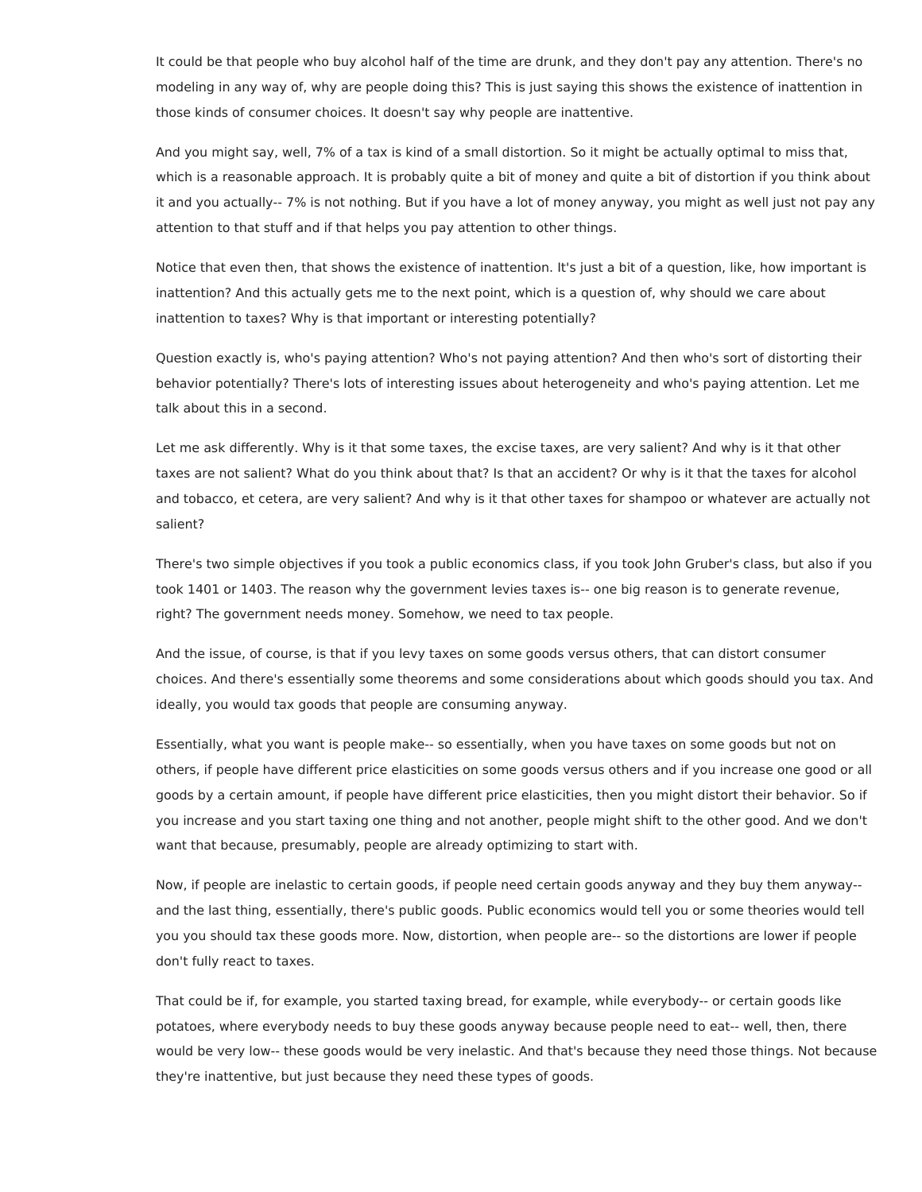It could be that people who buy alcohol half of the time are drunk, and they don't pay any attention. There's no modeling in any way of, why are people doing this? This is just saying this shows the existence of inattention in those kinds of consumer choices. It doesn't say why people are inattentive.

And you might say, well, 7% of a tax is kind of a small distortion. So it might be actually optimal to miss that, which is a reasonable approach. It is probably quite a bit of money and quite a bit of distortion if you think about it and you actually-- 7% is not nothing. But if you have a lot of money anyway, you might as well just not pay any attention to that stuff and if that helps you pay attention to other things.

Notice that even then, that shows the existence of inattention. It's just a bit of a question, like, how important is inattention? And this actually gets me to the next point, which is a question of, why should we care about inattention to taxes? Why is that important or interesting potentially?

Question exactly is, who's paying attention? Who's not paying attention? And then who's sort of distorting their behavior potentially? There's lots of interesting issues about heterogeneity and who's paying attention. Let me talk about this in a second.

Let me ask differently. Why is it that some taxes, the excise taxes, are very salient? And why is it that other taxes are not salient? What do you think about that? Is that an accident? Or why is it that the taxes for alcohol and tobacco, et cetera, are very salient? And why is it that other taxes for shampoo or whatever are actually not salient?

There's two simple objectives if you took a public economics class, if you took John Gruber's class, but also if you took 1401 or 1403. The reason why the government levies taxes is-- one big reason is to generate revenue, right? The government needs money. Somehow, we need to tax people.

And the issue, of course, is that if you levy taxes on some goods versus others, that can distort consumer choices. And there's essentially some theorems and some considerations about which goods should you tax. And ideally, you would tax goods that people are consuming anyway.

Essentially, what you want is people make-- so essentially, when you have taxes on some goods but not on others, if people have different price elasticities on some goods versus others and if you increase one good or all goods by a certain amount, if people have different price elasticities, then you might distort their behavior. So if you increase and you start taxing one thing and not another, people might shift to the other good. And we don't want that because, presumably, people are already optimizing to start with.

Now, if people are inelastic to certain goods, if people need certain goods anyway and they buy them anyway-- and the last thing, essentially, there's public goods. Public economics would tell you or some theories would tell you you should tax these goods more. Now, distortion, when people are-- so the distortions are lower if people don't fully react to taxes.

That could be if, for example, you started taxing bread, for example, while everybody-- or certain goods like potatoes, where everybody needs to buy these goods anyway because people need to eat-- well, then, there would be very low-- these goods would be very inelastic. And that's because they need those things. Not because they're inattentive, but just because they need these types of goods.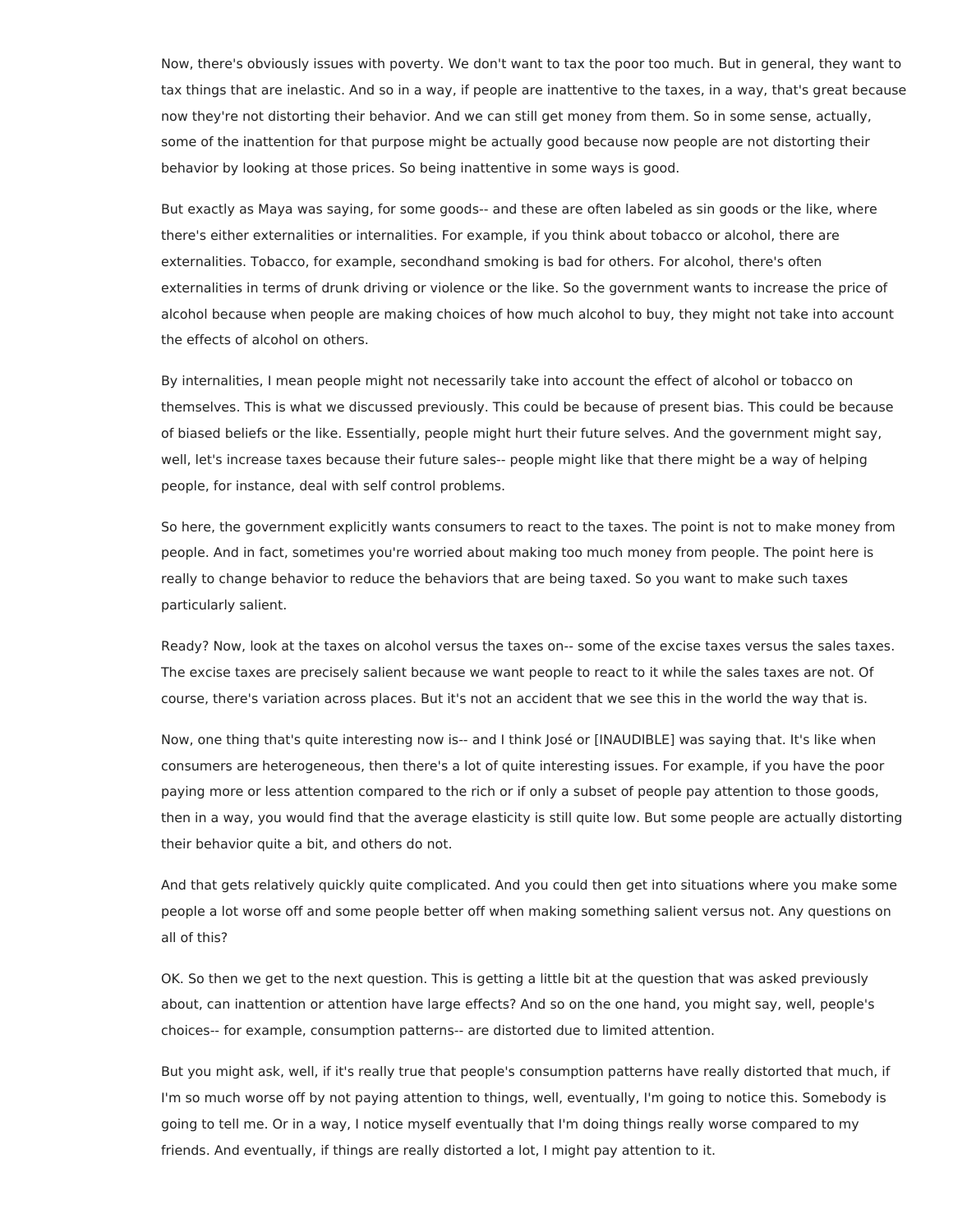Now, there's obviously issues with poverty. We don't want to tax the poor too much. But in general, they want to tax things that are inelastic. And so in a way, if people are inattentive to the taxes, in a way, that's great because now they're not distorting their behavior. And we can still get money from them. So in some sense, actually, some of the inattention for that purpose might be actually good because now people are not distorting their behavior by looking at those prices. So being inattentive in some ways is good.

But exactly as Maya was saying, for some goods-- and these are often labeled as sin goods or the like, where there's either externalities or internalities. For example, if you think about tobacco or alcohol, there are externalities. Tobacco, for example, secondhand smoking is bad for others. For alcohol, there's often externalities in terms of drunk driving or violence or the like. So the government wants to increase the price of alcohol because when people are making choices of how much alcohol to buy, they might not take into account the effects of alcohol on others.

By internalities, I mean people might not necessarily take into account the effect of alcohol or tobacco on themselves. This is what we discussed previously. This could be because of present bias. This could be because of biased beliefs or the like. Essentially, people might hurt their future selves. And the government might say, well, let's increase taxes because their future sales-- people might like that there might be a way of helping people, for instance, deal with self control problems.

So here, the government explicitly wants consumers to react to the taxes. The point is not to make money from people. And in fact, sometimes you're worried about making too much money from people. The point here is really to change behavior to reduce the behaviors that are being taxed. So you want to make such taxes particularly salient.

Ready? Now, look at the taxes on alcohol versus the taxes on-- some of the excise taxes versus the sales taxes. The excise taxes are precisely salient because we want people to react to it while the sales taxes are not. Of course, there's variation across places. But it's not an accident that we see this in the world the way that is.

Now, one thing that's quite interesting now is-- and I think José or [INAUDIBLE] was saying that. It's like when consumers are heterogeneous, then there's a lot of quite interesting issues. For example, if you have the poor paying more or less attention compared to the rich or if only a subset of people pay attention to those goods, then in a way, you would find that the average elasticity is still quite low. But some people are actually distorting their behavior quite a bit, and others do not.

And that gets relatively quickly quite complicated. And you could then get into situations where you make some people a lot worse off and some people better off when making something salient versus not. Any questions on all of this?

OK. So then we get to the next question. This is getting a little bit at the question that was asked previously about, can inattention or attention have large effects? And so on the one hand, you might say, well, people's choices-- for example, consumption patterns-- are distorted due to limited attention.

But you might ask, well, if it's really true that people's consumption patterns have really distorted that much, if I'm so much worse off by not paying attention to things, well, eventually, I'm going to notice this. Somebody is going to tell me. Or in a way, I notice myself eventually that I'm doing things really worse compared to my friends. And eventually, if things are really distorted a lot, I might pay attention to it.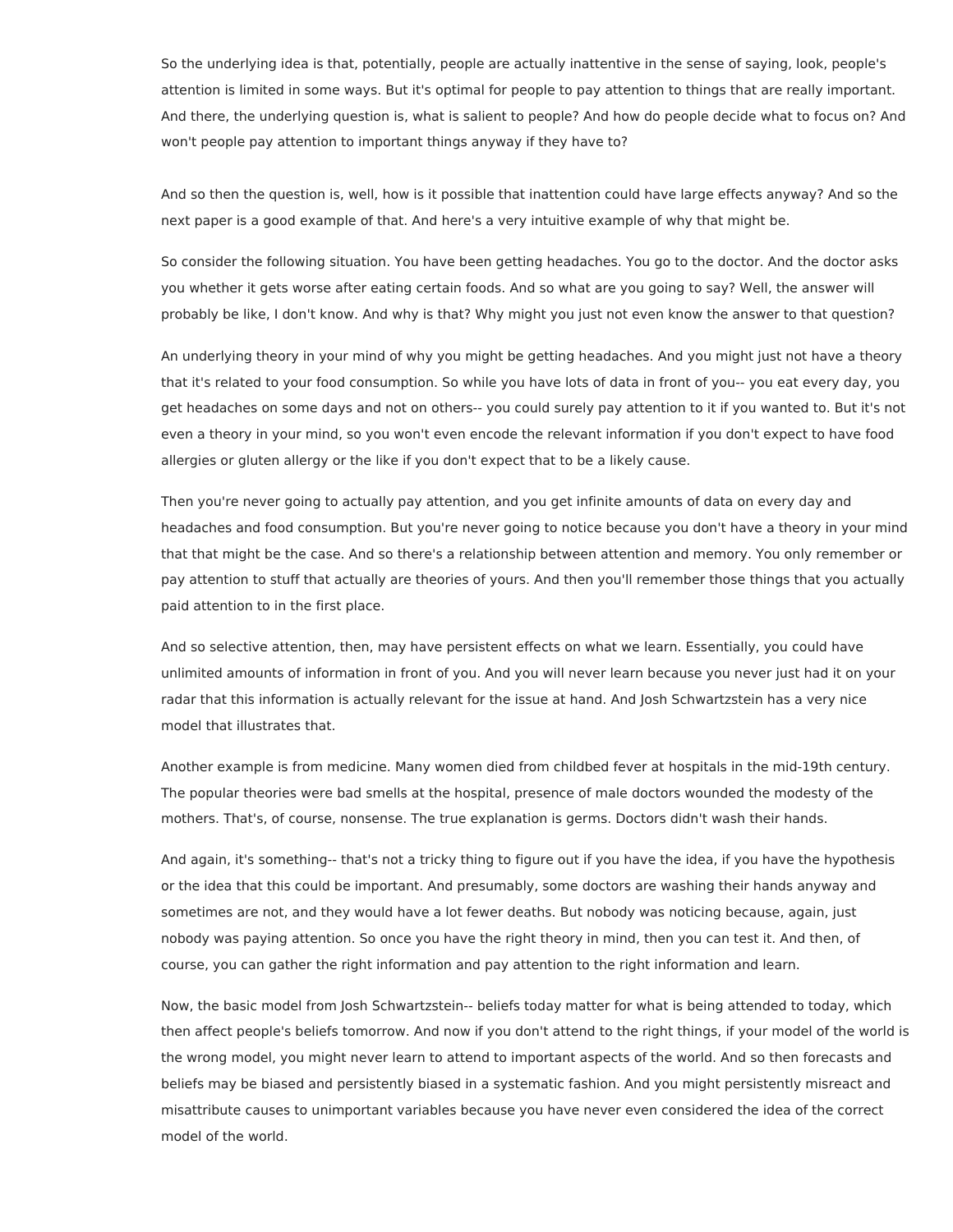So the underlying idea is that, potentially, people are actually inattentive in the sense of saying, look, people's attention is limited in some ways. But it's optimal for people to pay attention to things that are really important. And there, the underlying question is, what is salient to people? And how do people decide what to focus on? And won't people pay attention to important things anyway if they have to?

And so then the question is, well, how is it possible that inattention could have large effects anyway? And so the next paper is a good example of that. And here's a very intuitive example of why that might be.

So consider the following situation. You have been getting headaches. You go to the doctor. And the doctor asks you whether it gets worse after eating certain foods. And so what are you going to say? Well, the answer will probably be like, I don't know. And why is that? Why might you just not even know the answer to that question?

An underlying theory in your mind of why you might be getting headaches. And you might just not have a theory that it's related to your food consumption. So while you have lots of data in front of you-- you eat every day, you get headaches on some days and not on others-- you could surely pay attention to it if you wanted to. But it's not even a theory in your mind, so you won't even encode the relevant information if you don't expect to have food allergies or gluten allergy or the like if you don't expect that to be a likely cause.

Then you're never going to actually pay attention, and you get infinite amounts of data on every day and headaches and food consumption. But you're never going to notice because you don't have a theory in your mind that that might be the case. And so there's a relationship between attention and memory. You only remember or pay attention to stuff that actually are theories of yours. And then you'll remember those things that you actually paid attention to in the first place.

And so selective attention, then, may have persistent effects on what we learn. Essentially, you could have unlimited amounts of information in front of you. And you will never learn because you never just had it on your radar that this information is actually relevant for the issue at hand. And Josh Schwartzstein has a very nice model that illustrates that.

Another example is from medicine. Many women died from childbed fever at hospitals in the mid-19th century. The popular theories were bad smells at the hospital, presence of male doctors wounded the modesty of the mothers. That's, of course, nonsense. The true explanation is germs. Doctors didn't wash their hands.

And again, it's something-- that's not a tricky thing to figure out if you have the idea, if you have the hypothesis or the idea that this could be important. And presumably, some doctors are washing their hands anyway and sometimes are not, and they would have a lot fewer deaths. But nobody was noticing because, again, just nobody was paying attention. So once you have the right theory in mind, then you can test it. And then, of course, you can gather the right information and pay attention to the right information and learn.

Now, the basic model from Josh Schwartzstein-- beliefs today matter for what is being attended to today, which then affect people's beliefs tomorrow. And now if you don't attend to the right things, if your model of the world is the wrong model, you might never learn to attend to important aspects of the world. And so then forecasts and beliefs may be biased and persistently biased in a systematic fashion. And you might persistently misreact and misattribute causes to unimportant variables because you have never even considered the idea of the correct model of the world.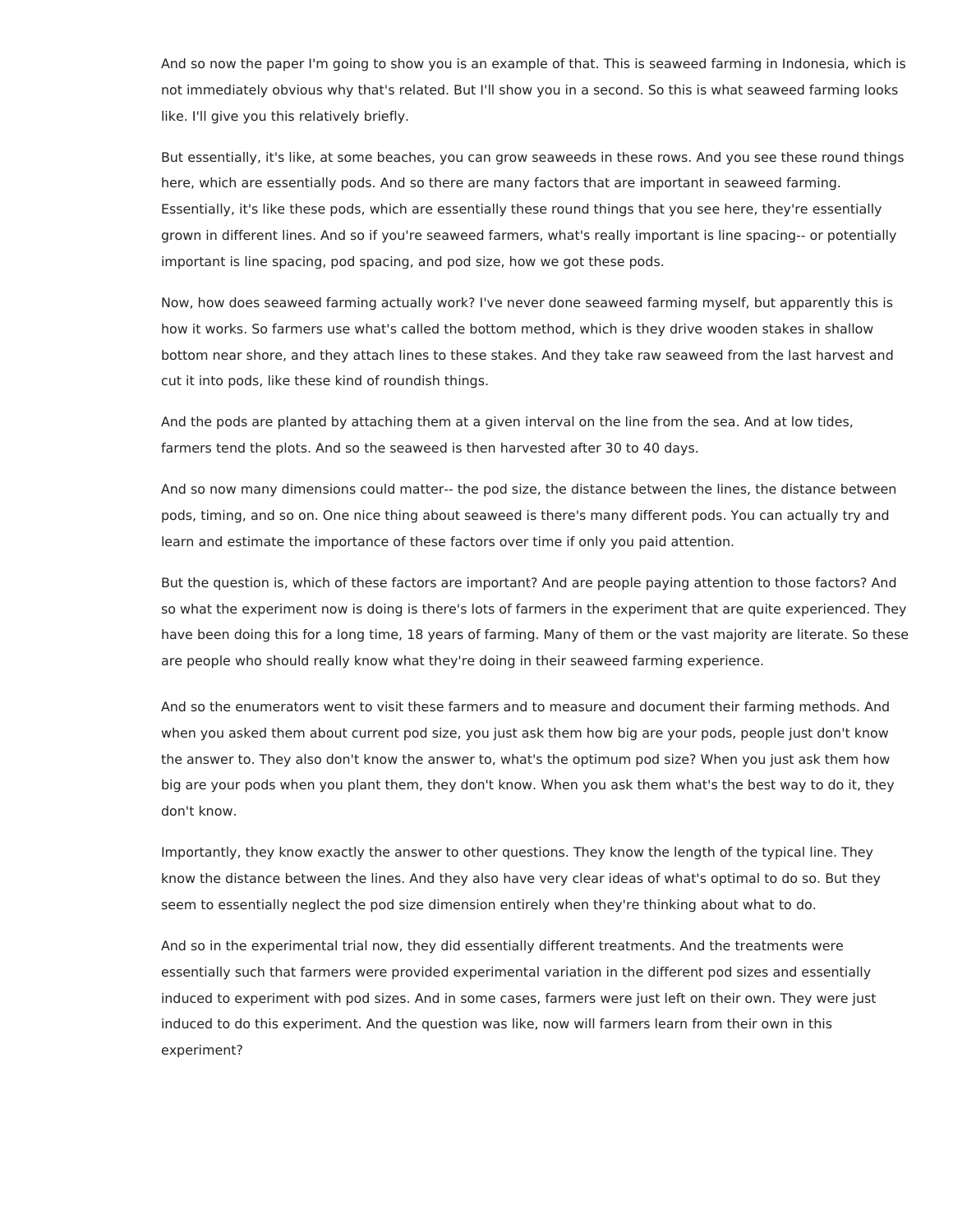And so now the paper I'm going to show you is an example of that. This is seaweed farming in Indonesia, which is not immediately obvious why that's related. But I'll show you in a second. So this is what seaweed farming looks like. I'll give you this relatively briefly.

But essentially, it's like, at some beaches, you can grow seaweeds in these rows. And you see these round things here, which are essentially pods. And so there are many factors that are important in seaweed farming. Essentially, it's like these pods, which are essentially these round things that you see here, they're essentially grown in different lines. And so if you're seaweed farmers, what's really important is line spacing-- or potentially important is line spacing, pod spacing, and pod size, how we got these pods.

Now, how does seaweed farming actually work? I've never done seaweed farming myself, but apparently this is how it works. So farmers use what's called the bottom method, which is they drive wooden stakes in shallow bottom near shore, and they attach lines to these stakes. And they take raw seaweed from the last harvest and cut it into pods, like these kind of roundish things.

And the pods are planted by attaching them at a given interval on the line from the sea. And at low tides, farmers tend the plots. And so the seaweed is then harvested after 30 to 40 days.

And so now many dimensions could matter-- the pod size, the distance between the lines, the distance between pods, timing, and so on. One nice thing about seaweed is there's many different pods. You can actually try and learn and estimate the importance of these factors over time if only you paid attention.

But the question is, which of these factors are important? And are people paying attention to those factors? And so what the experiment now is doing is there's lots of farmers in the experiment that are quite experienced. They have been doing this for a long time, 18 years of farming. Many of them or the vast majority are literate. So these are people who should really know what they're doing in their seaweed farming experience.

And so the enumerators went to visit these farmers and to measure and document their farming methods. And when you asked them about current pod size, you just ask them how big are your pods, people just don't know the answer to. They also don't know the answer to, what's the optimum pod size? When you just ask them how big are your pods when you plant them, they don't know. When you ask them what's the best way to do it, they don't know.

Importantly, they know exactly the answer to other questions. They know the length of the typical line. They know the distance between the lines. And they also have very clear ideas of what's optimal to do so. But they seem to essentially neglect the pod size dimension entirely when they're thinking about what to do.

And so in the experimental trial now, they did essentially different treatments. And the treatments were essentially such that farmers were provided experimental variation in the different pod sizes and essentially induced to experiment with pod sizes. And in some cases, farmers were just left on their own. They were just induced to do this experiment. And the question was like, now will farmers learn from their own in this experiment?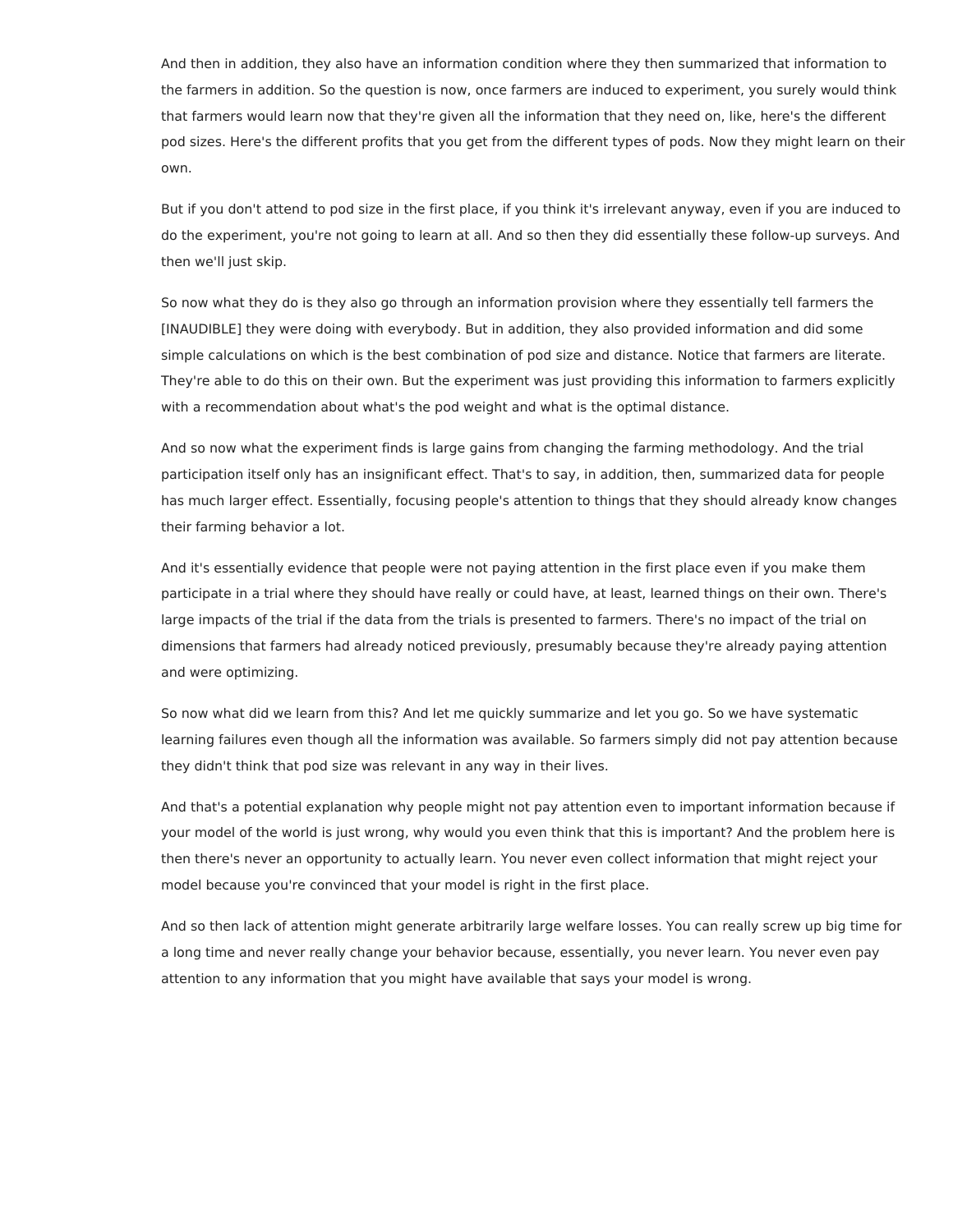And then in addition, they also have an information condition where they then summarized that information to the farmers in addition. So the question is now, once farmers are induced to experiment, you surely would think that farmers would learn now that they're given all the information that they need on, like, here's the different pod sizes. Here's the different profits that you get from the different types of pods. Now they might learn on their own.

But if you don't attend to pod size in the first place, if you think it's irrelevant anyway, even if you are induced to do the experiment, you're not going to learn at all. And so then they did essentially these follow-up surveys. And then we'll just skip.

So now what they do is they also go through an information provision where they essentially tell farmers the [INAUDIBLE] they were doing with everybody. But in addition, they also provided information and did some simple calculations on which is the best combination of pod size and distance. Notice that farmers are literate. They're able to do this on their own. But the experiment was just providing this information to farmers explicitly with a recommendation about what's the pod weight and what is the optimal distance.

And so now what the experiment finds is large gains from changing the farming methodology. And the trial participation itself only has an insignificant effect. That's to say, in addition, then, summarized data for people has much larger effect. Essentially, focusing people's attention to things that they should already know changes their farming behavior a lot.

And it's essentially evidence that people were not paying attention in the first place even if you make them participate in a trial where they should have really or could have, at least, learned things on their own. There's large impacts of the trial if the data from the trials is presented to farmers. There's no impact of the trial on dimensions that farmers had already noticed previously, presumably because they're already paying attention and were optimizing.

So now what did we learn from this? And let me quickly summarize and let you go. So we have systematic learning failures even though all the information was available. So farmers simply did not pay attention because they didn't think that pod size was relevant in any way in their lives.

And that's a potential explanation why people might not pay attention even to important information because if your model of the world is just wrong, why would you even think that this is important? And the problem here is then there's never an opportunity to actually learn. You never even collect information that might reject your model because you're convinced that your model is right in the first place.

And so then lack of attention might generate arbitrarily large welfare losses. You can really screw up big time for a long time and never really change your behavior because, essentially, you never learn. You never even pay attention to any information that you might have available that says your model is wrong.